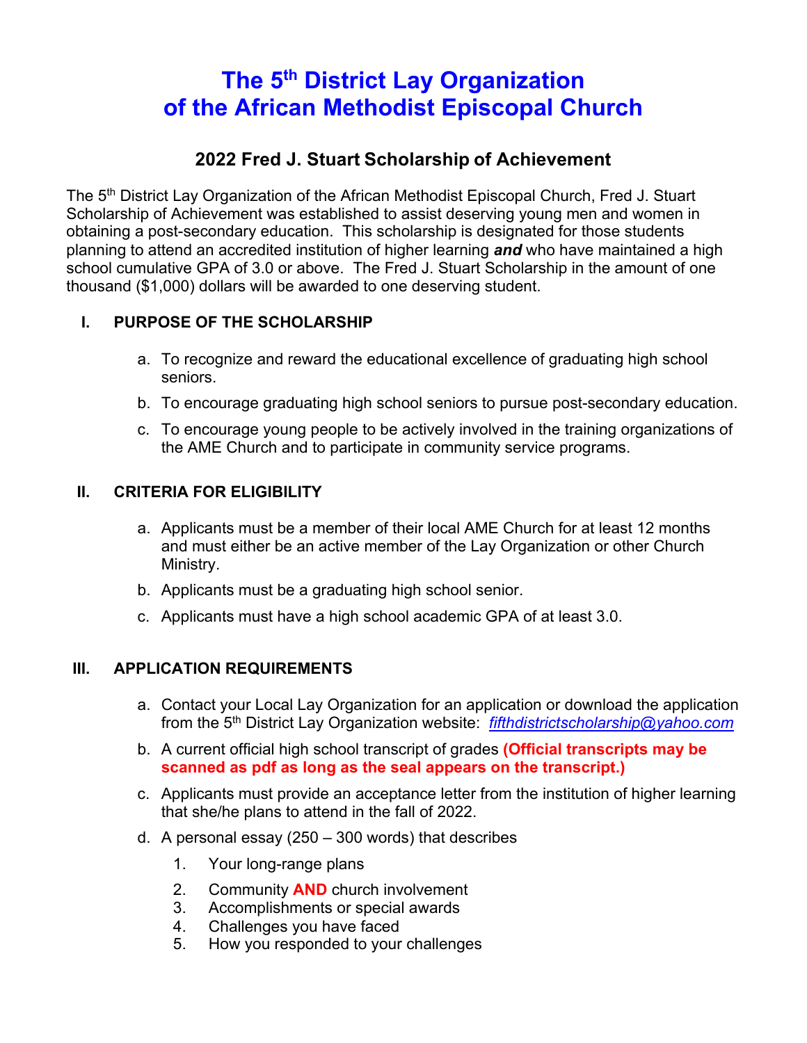# The 5th District Lay Organization of the African Methodist Episcopal Church

## 2022 Fred J. Stuart Scholarship of Achievement

The 5th District Lay Organization of the African Methodist Episcopal Church, Fred J. Stuart Scholarship of Achievement was established to assist deserving young men and women in obtaining a post-secondary education. This scholarship is designated for those students planning to attend an accredited institution of higher learning ***and*** who have maintained a high school cumulative GPA of 3.0 or above. The Fred J. Stuart Scholarship in the amount of one thousand ($1,000) dollars will be awarded to one deserving student.

### I. PURPOSE OF THE SCHOLARSHIP

a. To recognize and reward the educational excellence of graduating high school seniors.

b. To encourage graduating high school seniors to pursue post-secondary education.

c. To encourage young people to be actively involved in the training organizations of the AME Church and to participate in community service programs.

### II. CRITERIA FOR ELIGIBILITY

a. Applicants must be a member of their local AME Church for at least 12 months and must either be an active member of the Lay Organization or other Church Ministry.

b. Applicants must be a graduating high school senior.

c. Applicants must have a high school academic GPA of at least 3.0.

### III. APPLICATION REQUIREMENTS

a. Contact your Local Lay Organization for an application or download the application from the 5th District Lay Organization website: *fifthdistrictscholarship@yahoo.com*

b. A current official high school transcript of grades **(Official transcripts may be scanned as pdf as long as the seal appears on the transcript.)**

c. Applicants must provide an acceptance letter from the institution of higher learning that she/he plans to attend in the fall of 2022.

d. A personal essay (250 – 300 words) that describes

1. Your long-range plans
2. Community **AND** church involvement
3. Accomplishments or special awards
4. Challenges you have faced
5. How you responded to your challenges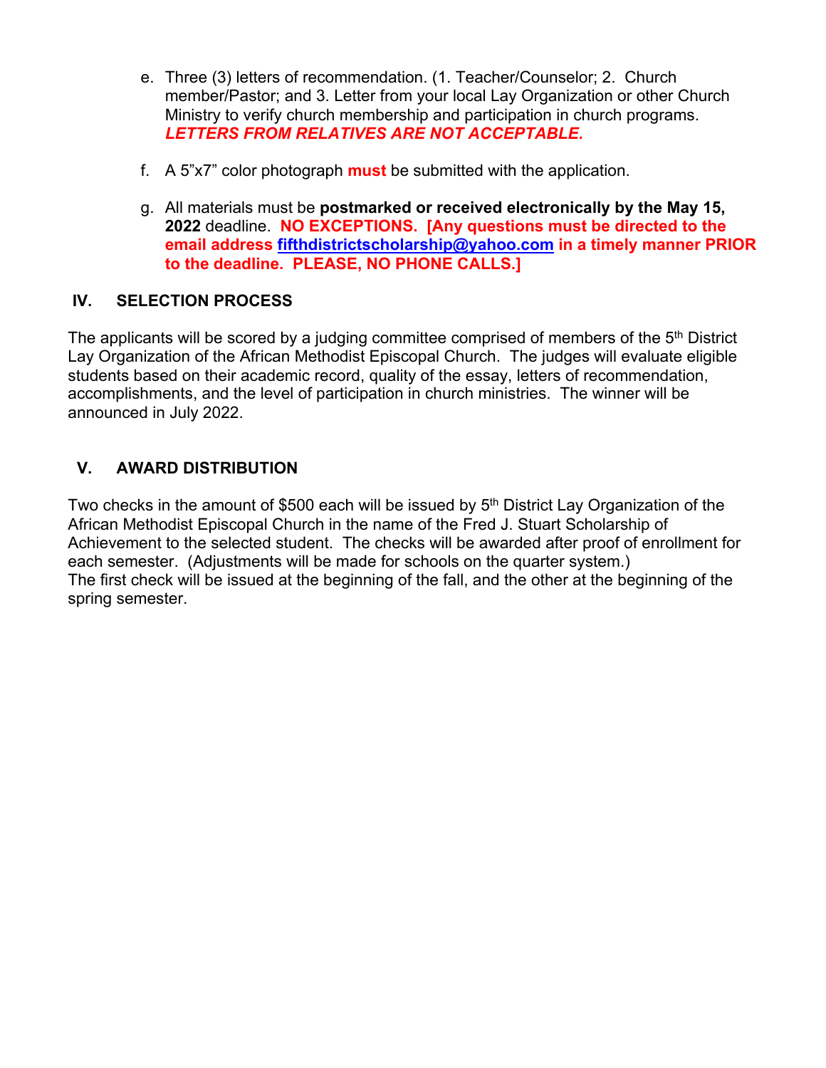e. Three (3) letters of recommendation. (1. Teacher/Counselor; 2. Church member/Pastor; and 3. Letter from your local Lay Organization or other Church Ministry to verify church membership and participation in church programs. ***LETTERS FROM RELATIVES ARE NOT ACCEPTABLE.***

f. A 5"x7" color photograph **must** be submitted with the application.

g. All materials must be **postmarked or received electronically by the May 15, 2022** deadline. **NO EXCEPTIONS. [Any questions must be directed to the email address fifthdistrictscholarship@yahoo.com in a timely manner PRIOR to the deadline. PLEASE, NO PHONE CALLS.]**

## IV. SELECTION PROCESS

The applicants will be scored by a judging committee comprised of members of the 5th District Lay Organization of the African Methodist Episcopal Church. The judges will evaluate eligible students based on their academic record, quality of the essay, letters of recommendation, accomplishments, and the level of participation in church ministries. The winner will be announced in July 2022.

## V. AWARD DISTRIBUTION

Two checks in the amount of $500 each will be issued by 5th District Lay Organization of the African Methodist Episcopal Church in the name of the Fred J. Stuart Scholarship of Achievement to the selected student. The checks will be awarded after proof of enrollment for each semester. (Adjustments will be made for schools on the quarter system.)
The first check will be issued at the beginning of the fall, and the other at the beginning of the spring semester.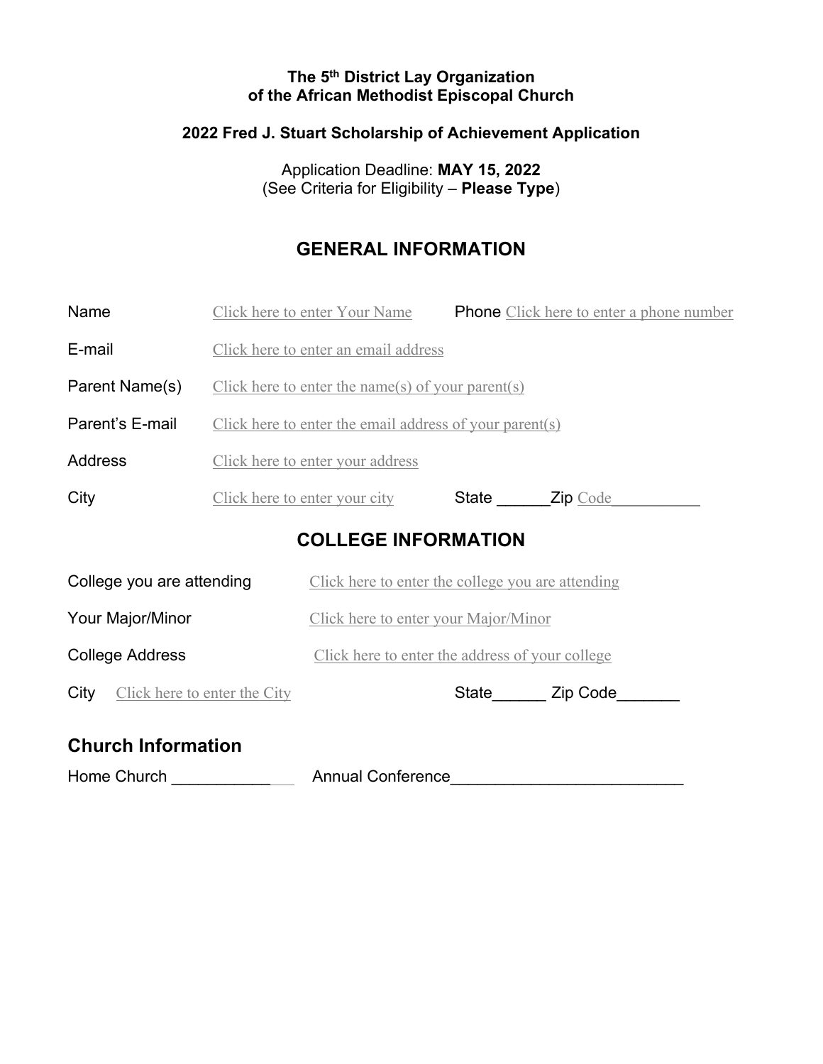**The 5th District Lay Organization**
**of the African Methodist Episcopal Church**

**2022 Fred J. Stuart Scholarship of Achievement Application**

Application Deadline: **MAY 15, 2022**
(See Criteria for Eligibility – **Please Type**)

## GENERAL INFORMATION

Name Click here to enter Your Name Phone Click here to enter a phone number

E-mail Click here to enter an email address

Parent Name(s) Click here to enter the name(s) of your parent(s)

Parent's E-mail Click here to enter the email address of your parent(s)

Address Click here to enter your address

City Click here to enter your city State ______Zip Code__________

## COLLEGE INFORMATION

College you are attending Click here to enter the college you are attending

Your Major/Minor Click here to enter your Major/Minor

College Address Click here to enter the address of your college

City Click here to enter the City State______ Zip Code_______

## Church Information

Home Church ___________ Annual Conference_________________________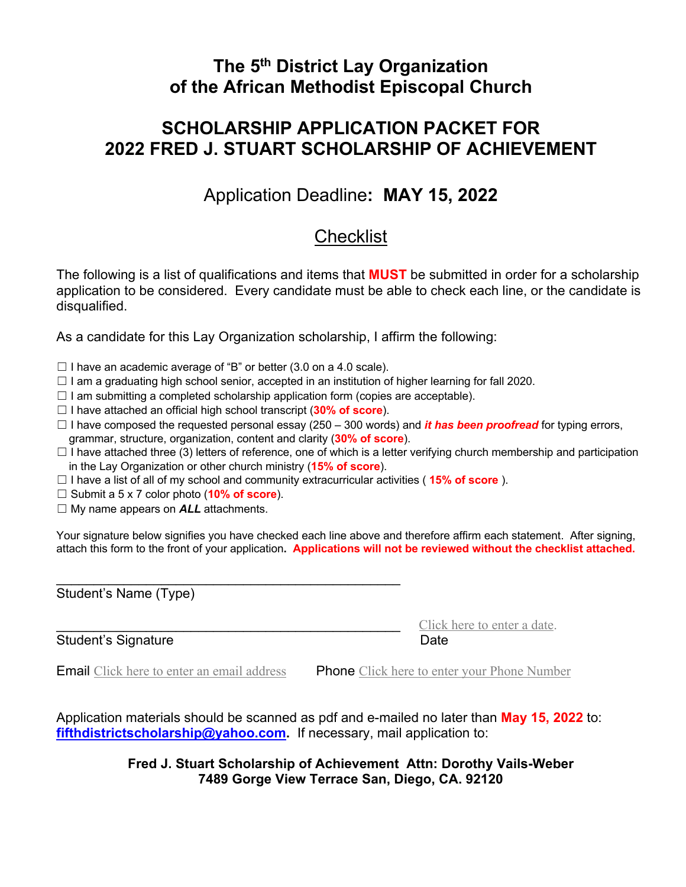# The 5th District Lay Organization of the African Methodist Episcopal Church

## SCHOLARSHIP APPLICATION PACKET FOR 2022 FRED J. STUART SCHOLARSHIP OF ACHIEVEMENT

### Application Deadline: **MAY 15, 2022**

### Checklist

The following is a list of qualifications and items that **MUST** be submitted in order for a scholarship application to be considered. Every candidate must be able to check each line, or the candidate is disqualified.

As a candidate for this Lay Organization scholarship, I affirm the following:

☐ I have an academic average of "B" or better (3.0 on a 4.0 scale).
☐ I am a graduating high school senior, accepted in an institution of higher learning for fall 2020.
☐ I am submitting a completed scholarship application form (copies are acceptable).
☐ I have attached an official high school transcript (**30% of score**).
☐ I have composed the requested personal essay (250 – 300 words) and ***it has been proofread*** for typing errors, grammar, structure, organization, content and clarity (**30% of score**).
☐ I have attached three (3) letters of reference, one of which is a letter verifying church membership and participation in the Lay Organization or other church ministry (**15% of score**).
☐ I have a list of all of my school and community extracurricular activities ( **15% of score** ).
☐ Submit a 5 x 7 color photo (**10% of score**).
☐ My name appears on ***ALL*** attachments.

Your signature below signifies you have checked each line above and therefore affirm each statement. After signing, attach this form to the front of your application. **Applications will not be reviewed without the checklist attached.**

\_\_\_\_\_\_\_\_\_\_\_\_\_\_\_\_\_\_\_\_\_\_\_\_\_\_\_\_\_\_\_\_\_\_\_\_\_\_\_\_\_\_\_\_
Student's Name (Type)

\_\_\_\_\_\_\_\_\_\_\_\_\_\_\_\_\_\_\_\_\_\_\_\_\_\_\_\_\_\_\_\_\_\_\_\_\_\_\_\_\_\_\_\_ Click here to enter a date.
Student's Signature Date

Email Click here to enter an email address Phone Click here to enter your Phone Number

Application materials should be scanned as pdf and e-mailed no later than **May 15, 2022** to: **fifthdistrictscholarship@yahoo.com**. If necessary, mail application to:

**Fred J. Stuart Scholarship of Achievement Attn: Dorothy Vails-Weber**
**7489 Gorge View Terrace San, Diego, CA. 92120**